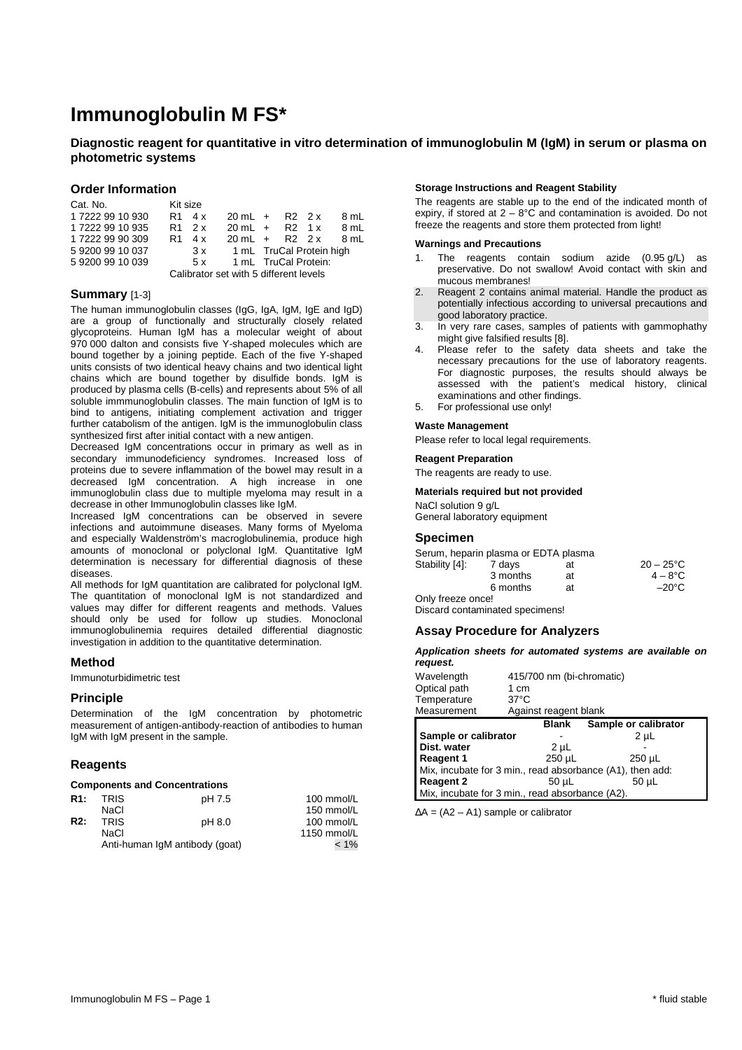# Immunoglobulin M FS*

**Diagnostic reagent for quantitative in vitro determination of immunoglobulin M (IgM) in serum or plasma on photometric systems**

## Order Information

| Cat. No. | Kit size | | | | |
|---|---|---|---|---|---|
| 1 7222 99 10 930 | R1 | 4 x 20 mL + | R2 | 2 x | 8 mL |
| 1 7222 99 10 935 | R1 | 2 x 20 mL + | R2 | 1 x | 8 mL |
| 1 7222 99 90 309 | R1 | 4 x 20 mL + | R2 | 2 x | 8 mL |
| 5 9200 99 10 037 | | 3 x 1 mL | TruCal Protein high | | |
| 5 9200 99 10 039 | | 5 x 1 mL | TruCal Protein: | | |
| | | | Calibrator set with 5 different levels | | |

## Summary [1-3]

The human immunoglobulin classes (IgG, IgA, IgM, IgE and IgD) are a group of functionally and structurally closely related glycoproteins. Human IgM has a molecular weight of about 970 000 dalton and consists five Y-shaped molecules which are bound together by a joining peptide. Each of the five Y-shaped units consists of two identical heavy chains and two identical light chains which are bound together by disulfide bonds. IgM is produced by plasma cells (B-cells) and represents about 5% of all soluble immmunoglobulin classes. The main function of IgM is to bind to antigens, initiating complement activation and trigger further catabolism of the antigen. IgM is the immunoglobulin class synthesized first after initial contact with a new antigen.

Decreased IgM concentrations occur in primary as well as in secondary immunodeficiency syndromes. Increased loss of proteins due to severe inflammation of the bowel may result in a decreased IgM concentration. A high increase in one immunoglobulin class due to multiple myeloma may result in a decrease in other Immunoglobulin classes like IgM.

Increased IgM concentrations can be observed in severe infections and autoimmune diseases. Many forms of Myeloma and especially Waldenström's macroglobulinemia, produce high amounts of monoclonal or polyclonal IgM. Quantitative IgM determination is necessary for differential diagnosis of these diseases.

All methods for IgM quantitation are calibrated for polyclonal IgM. The quantitation of monoclonal IgM is not standardized and values may differ for different reagents and methods. Values should only be used for follow up studies. Monoclonal immunoglobulinemia requires detailed differential diagnostic investigation in addition to the quantitative determination.

## Method

Immunoturbidimetric test

## Principle

Determination of the IgM concentration by photometric measurement of antigen-antibody-reaction of antibodies to human IgM with IgM present in the sample.

## Reagents

#### Components and Concentrations

| | | | |
|---|---|---|---|
| **R1:** | TRIS | pH 7.5 | 100 mmol/L |
| | NaCl | | 150 mmol/L |
| **R2:** | TRIS | pH 8.0 | 100 mmol/L |
| | NaCl | | 1150 mmol/L |
| | Anti-human IgM antibody (goat) | | < 1% |

#### Storage Instructions and Reagent Stability

The reagents are stable up to the end of the indicated month of expiry, if stored at 2 – 8°C and contamination is avoided. Do not freeze the reagents and store them protected from light!

#### Warnings and Precautions

1. The reagents contain sodium azide (0.95 g/L) as preservative. Do not swallow! Avoid contact with skin and mucous membranes!
2. Reagent 2 contains animal material. Handle the product as potentially infectious according to universal precautions and good laboratory practice.
3. In very rare cases, samples of patients with gammophathy might give falsified results [8].
4. Please refer to the safety data sheets and take the necessary precautions for the use of laboratory reagents. For diagnostic purposes, the results should always be assessed with the patient's medical history, clinical examinations and other findings.
5. For professional use only!

#### Waste Management

Please refer to local legal requirements.

#### Reagent Preparation

The reagents are ready to use.

#### Materials required but not provided

NaCl solution 9 g/L
General laboratory equipment

## Specimen

Serum, heparin plasma or EDTA plasma

| Stability [4]: | 7 days | at | 20 – 25°C |
|---|---|---|---|
| | 3 months | at | 4 – 8°C |
| | 6 months | at | –20°C |

Only freeze once!
Discard contaminated specimens!

## Assay Procedure for Analyzers

***Application sheets for automated systems are available on request.***

| | |
|---|---|
| Wavelength | 415/700 nm (bi-chromatic) |
| Optical path | 1 cm |
| Temperature | 37°C |
| Measurement | Against reagent blank |

| | Blank | Sample or calibrator |
|---|---|---|
| **Sample or calibrator** | - | 2 µL |
| **Dist. water** | 2 µL | - |
| **Reagent 1** | 250 µL | 250 µL |
| Mix, incubate for 3 min., read absorbance (A1), then add: | | |
| **Reagent 2** | 50 µL | 50 µL |
| Mix, incubate for 3 min., read absorbance (A2). | | |

$\Delta A = (A2 – A1)$ sample or calibrator

\* fluid stable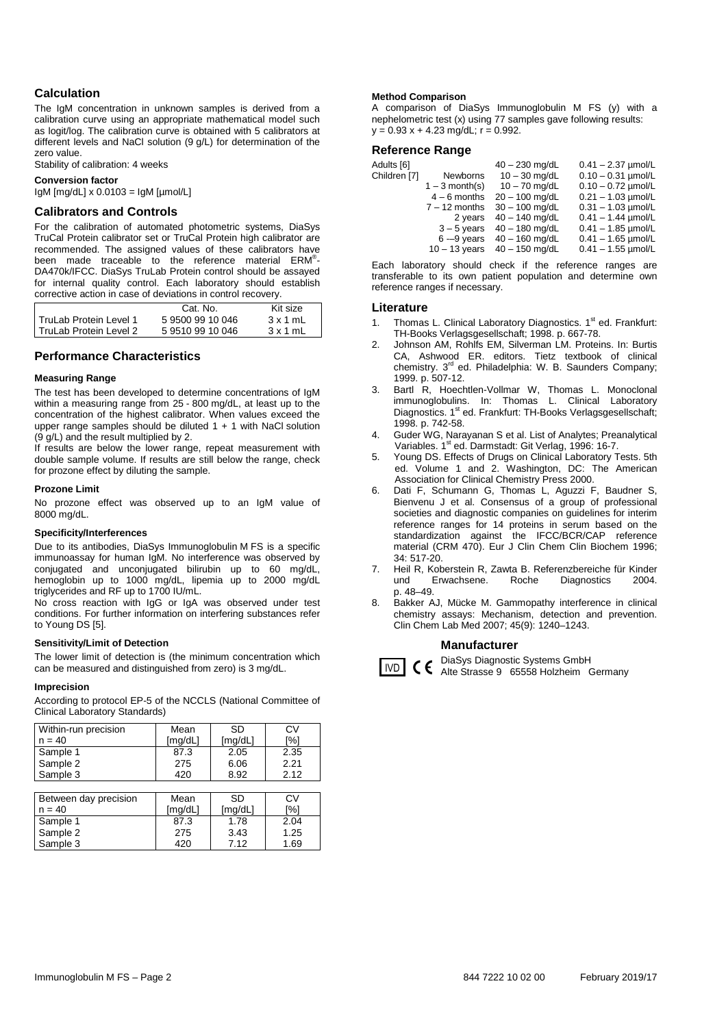## Calculation

The IgM concentration in unknown samples is derived from a calibration curve using an appropriate mathematical model such as logit/log. The calibration curve is obtained with 5 calibrators at different levels and NaCl solution (9 g/L) for determination of the zero value.

Stability of calibration: 4 weeks

**Conversion factor**

IgM [mg/dL] x 0.0103 = IgM [µmol/L]

## Calibrators and Controls

For the calibration of automated photometric systems, DiaSys TruCal Protein calibrator set or TruCal Protein high calibrator are recommended. The assigned values of these calibrators have been made traceable to the reference material ERM®-DA470k/IFCC. DiaSys TruLab Protein control should be assayed for internal quality control. Each laboratory should establish corrective action in case of deviations in control recovery.

| | Cat. No. | Kit size |
|---|---|---|
| TruLab Protein Level 1 | 5 9500 99 10 046 | 3 x 1 mL |
| TruLab Protein Level 2 | 5 9510 99 10 046 | 3 x 1 mL |

## Performance Characteristics

**Measuring Range**

The test has been developed to determine concentrations of IgM within a measuring range from 25 - 800 mg/dL, at least up to the concentration of the highest calibrator. When values exceed the upper range samples should be diluted 1 + 1 with NaCl solution (9 g/L) and the result multiplied by 2.

If results are below the lower range, repeat measurement with double sample volume. If results are still below the range, check for prozone effect by diluting the sample.

**Prozone Limit**

No prozone effect was observed up to an IgM value of 8000 mg/dL.

**Specificity/Interferences**

Due to its antibodies, DiaSys Immunoglobulin M FS is a specific immunoassay for human IgM. No interference was observed by conjugated and unconjugated bilirubin up to 60 mg/dL, hemoglobin up to 1000 mg/dL, lipemia up to 2000 mg/dL triglycerides and RF up to 1700 IU/mL.

No cross reaction with IgG or IgA was observed under test conditions. For further information on interfering substances refer to Young DS [5].

**Sensitivity/Limit of Detection**

The lower limit of detection is (the minimum concentration which can be measured and distinguished from zero) is 3 mg/dL.

**Imprecision**

According to protocol EP-5 of the NCCLS (National Committee of Clinical Laboratory Standards)

| Within-run precision n = 40 | Mean [mg/dL] | SD [mg/dL] | CV [%] |
|---|---|---|---|
| Sample 1 | 87.3 | 2.05 | 2.35 |
| Sample 2 | 275 | 6.06 | 2.21 |
| Sample 3 | 420 | 8.92 | 2.12 |

| Between day precision n = 40 | Mean [mg/dL] | SD [mg/dL] | CV [%] |
|---|---|---|---|
| Sample 1 | 87.3 | 1.78 | 2.04 |
| Sample 2 | 275 | 3.43 | 1.25 |
| Sample 3 | 420 | 7.12 | 1.69 |

**Method Comparison**

A comparison of DiaSys Immunoglobulin M FS (y) with a nephelometric test (x) using 77 samples gave following results: y = 0.93 x + 4.23 mg/dL; r = 0.992.

## Reference Range

| | | | |
|---|---|---|---|
| Adults [6] | | 40 – 230 mg/dL | 0.41 – 2.37 µmol/L |
| Children [7] | Newborns | 10 – 30 mg/dL | 0.10 – 0.31 µmol/L |
| | 1 – 3 month(s) | 10 – 70 mg/dL | 0.10 – 0.72 µmol/L |
| | 4 – 6 months | 20 – 100 mg/dL | 0.21 – 1.03 µmol/L |
| | 7 – 12 months | 30 – 100 mg/dL | 0.31 – 1.03 µmol/L |
| | 2 years | 40 – 140 mg/dL | 0.41 – 1.44 µmol/L |
| | 3 – 5 years | 40 – 180 mg/dL | 0.41 – 1.85 µmol/L |
| | 6 –9 years | 40 – 160 mg/dL | 0.41 – 1.65 µmol/L |
| | 10 – 13 years | 40 – 150 mg/dL | 0.41 – 1.55 µmol/L |

Each laboratory should check if the reference ranges are transferable to its own patient population and determine own reference ranges if necessary.

## Literature

1. Thomas L. Clinical Laboratory Diagnostics. 1st ed. Frankfurt: TH-Books Verlagsgesellschaft; 1998. p. 667-78.
2. Johnson AM, Rohlfs EM, Silverman LM. Proteins. In: Burtis CA, Ashwood ER. editors. Tietz textbook of clinical chemistry. 3rd ed. Philadelphia: W. B. Saunders Company; 1999. p. 507-12.
3. Bartl R, Hoechtlen-Vollmar W, Thomas L. Monoclonal immunoglobulins. In: Thomas L. Clinical Laboratory Diagnostics. 1st ed. Frankfurt: TH-Books Verlagsgesellschaft; 1998. p. 742-58.
4. Guder WG, Narayanan S et al. List of Analytes; Preanalytical Variables. 1st ed. Darmstadt: Git Verlag, 1996: 16-7.
5. Young DS. Effects of Drugs on Clinical Laboratory Tests. 5th ed. Volume 1 and 2. Washington, DC: The American Association for Clinical Chemistry Press 2000.
6. Dati F, Schumann G, Thomas L, Aguzzi F, Baudner S, Bienvenu J et al. Consensus of a group of professional societies and diagnostic companies on guidelines for interim reference ranges for 14 proteins in serum based on the standardization against the IFCC/BCR/CAP reference material (CRM 470). Eur J Clin Chem Clin Biochem 1996; 34: 517-20.
7. Heil R, Koberstein R, Zawta B. Referenzbereiche für Kinder und Erwachsene. Roche Diagnostics 2004. p. 48–49.
8. Bakker AJ, Mücke M. Gammopathy interference in clinical chemistry assays: Mechanism, detection and prevention. Clin Chem Lab Med 2007; 45(9): 1240–1243.

## Manufacturer

IVD CE DiaSys Diagnostic Systems GmbH
Alte Strasse 9 65558 Holzheim Germany

844 7222 10 02 00 February 2019/17